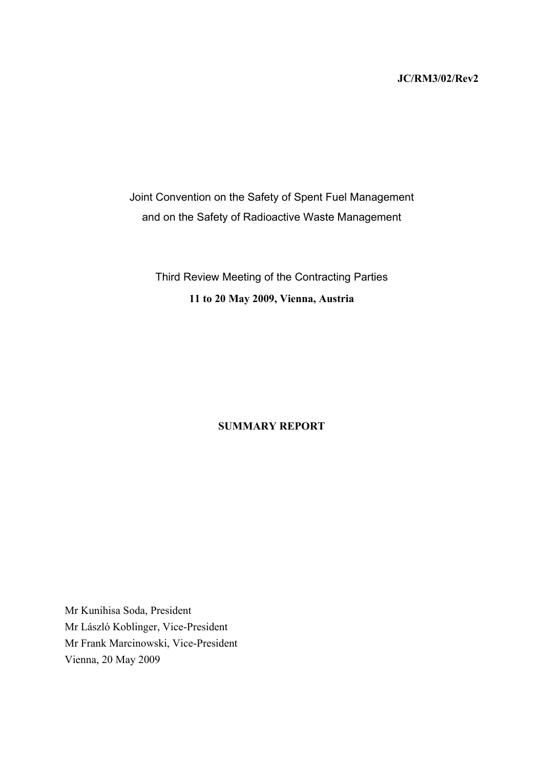**JC/RM3/02/Rev2**

Joint Convention on the Safety of Spent Fuel Management
and on the Safety of Radioactive Waste Management

Third Review Meeting of the Contracting Parties

**11 to 20 May 2009, Vienna, Austria**

# SUMMARY REPORT

Mr Kunihisa Soda, President
Mr László Koblinger, Vice-President
Mr Frank Marcinowski, Vice-President
Vienna, 20 May 2009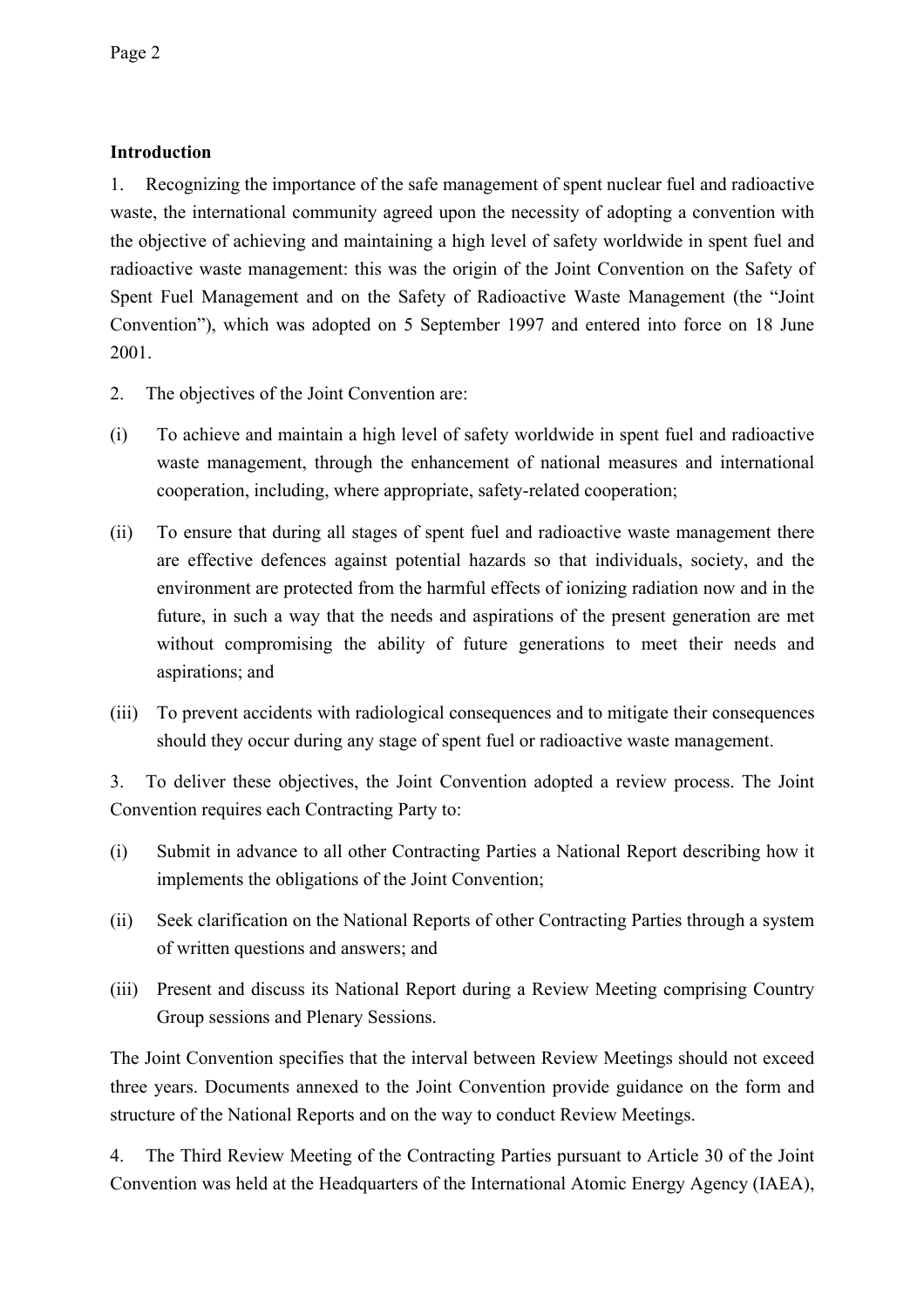## Introduction

1. Recognizing the importance of the safe management of spent nuclear fuel and radioactive waste, the international community agreed upon the necessity of adopting a convention with the objective of achieving and maintaining a high level of safety worldwide in spent fuel and radioactive waste management: this was the origin of the Joint Convention on the Safety of Spent Fuel Management and on the Safety of Radioactive Waste Management (the "Joint Convention"), which was adopted on 5 September 1997 and entered into force on 18 June 2001.

2. The objectives of the Joint Convention are:

(i) To achieve and maintain a high level of safety worldwide in spent fuel and radioactive waste management, through the enhancement of national measures and international cooperation, including, where appropriate, safety-related cooperation;

(ii) To ensure that during all stages of spent fuel and radioactive waste management there are effective defences against potential hazards so that individuals, society, and the environment are protected from the harmful effects of ionizing radiation now and in the future, in such a way that the needs and aspirations of the present generation are met without compromising the ability of future generations to meet their needs and aspirations; and

(iii) To prevent accidents with radiological consequences and to mitigate their consequences should they occur during any stage of spent fuel or radioactive waste management.

3. To deliver these objectives, the Joint Convention adopted a review process. The Joint Convention requires each Contracting Party to:

(i) Submit in advance to all other Contracting Parties a National Report describing how it implements the obligations of the Joint Convention;

(ii) Seek clarification on the National Reports of other Contracting Parties through a system of written questions and answers; and

(iii) Present and discuss its National Report during a Review Meeting comprising Country Group sessions and Plenary Sessions.

The Joint Convention specifies that the interval between Review Meetings should not exceed three years. Documents annexed to the Joint Convention provide guidance on the form and structure of the National Reports and on the way to conduct Review Meetings.

4. The Third Review Meeting of the Contracting Parties pursuant to Article 30 of the Joint Convention was held at the Headquarters of the International Atomic Energy Agency (IAEA),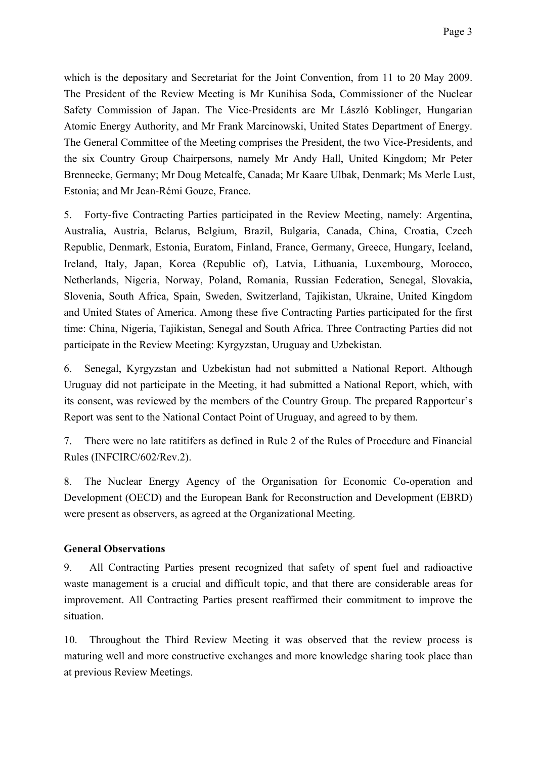which is the depositary and Secretariat for the Joint Convention, from 11 to 20 May 2009. The President of the Review Meeting is Mr Kunihisa Soda, Commissioner of the Nuclear Safety Commission of Japan. The Vice-Presidents are Mr László Koblinger, Hungarian Atomic Energy Authority, and Mr Frank Marcinowski, United States Department of Energy. The General Committee of the Meeting comprises the President, the two Vice-Presidents, and the six Country Group Chairpersons, namely Mr Andy Hall, United Kingdom; Mr Peter Brennecke, Germany; Mr Doug Metcalfe, Canada; Mr Kaare Ulbak, Denmark; Ms Merle Lust, Estonia; and Mr Jean-Rémi Gouze, France.

5. Forty-five Contracting Parties participated in the Review Meeting, namely: Argentina, Australia, Austria, Belarus, Belgium, Brazil, Bulgaria, Canada, China, Croatia, Czech Republic, Denmark, Estonia, Euratom, Finland, France, Germany, Greece, Hungary, Iceland, Ireland, Italy, Japan, Korea (Republic of), Latvia, Lithuania, Luxembourg, Morocco, Netherlands, Nigeria, Norway, Poland, Romania, Russian Federation, Senegal, Slovakia, Slovenia, South Africa, Spain, Sweden, Switzerland, Tajikistan, Ukraine, United Kingdom and United States of America. Among these five Contracting Parties participated for the first time: China, Nigeria, Tajikistan, Senegal and South Africa. Three Contracting Parties did not participate in the Review Meeting: Kyrgyzstan, Uruguay and Uzbekistan.

6. Senegal, Kyrgyzstan and Uzbekistan had not submitted a National Report. Although Uruguay did not participate in the Meeting, it had submitted a National Report, which, with its consent, was reviewed by the members of the Country Group. The prepared Rapporteur's Report was sent to the National Contact Point of Uruguay, and agreed to by them.

7. There were no late ratitifers as defined in Rule 2 of the Rules of Procedure and Financial Rules (INFCIRC/602/Rev.2).

8. The Nuclear Energy Agency of the Organisation for Economic Co-operation and Development (OECD) and the European Bank for Reconstruction and Development (EBRD) were present as observers, as agreed at the Organizational Meeting.

**General Observations**

9. All Contracting Parties present recognized that safety of spent fuel and radioactive waste management is a crucial and difficult topic, and that there are considerable areas for improvement. All Contracting Parties present reaffirmed their commitment to improve the situation.

10. Throughout the Third Review Meeting it was observed that the review process is maturing well and more constructive exchanges and more knowledge sharing took place than at previous Review Meetings.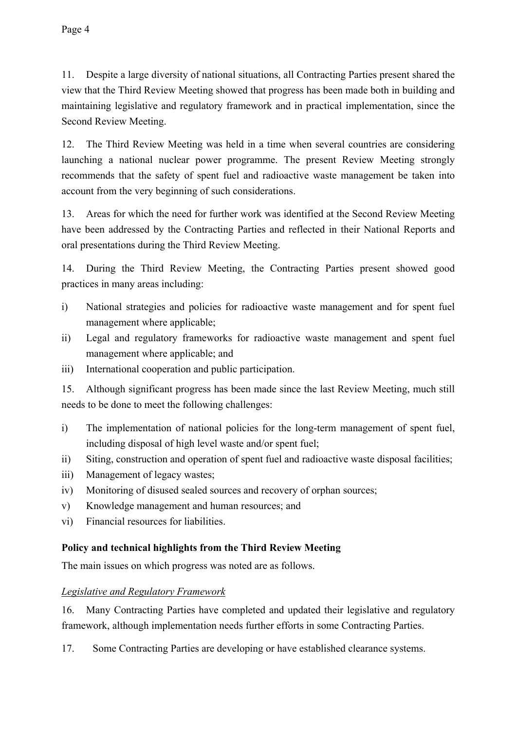11. Despite a large diversity of national situations, all Contracting Parties present shared the view that the Third Review Meeting showed that progress has been made both in building and maintaining legislative and regulatory framework and in practical implementation, since the Second Review Meeting.

12. The Third Review Meeting was held in a time when several countries are considering launching a national nuclear power programme. The present Review Meeting strongly recommends that the safety of spent fuel and radioactive waste management be taken into account from the very beginning of such considerations.

13. Areas for which the need for further work was identified at the Second Review Meeting have been addressed by the Contracting Parties and reflected in their National Reports and oral presentations during the Third Review Meeting.

14. During the Third Review Meeting, the Contracting Parties present showed good practices in many areas including:

i) National strategies and policies for radioactive waste management and for spent fuel management where applicable;
ii) Legal and regulatory frameworks for radioactive waste management and spent fuel management where applicable; and
iii) International cooperation and public participation.

15. Although significant progress has been made since the last Review Meeting, much still needs to be done to meet the following challenges:

i) The implementation of national policies for the long-term management of spent fuel, including disposal of high level waste and/or spent fuel;
ii) Siting, construction and operation of spent fuel and radioactive waste disposal facilities;
iii) Management of legacy wastes;
iv) Monitoring of disused sealed sources and recovery of orphan sources;
v) Knowledge management and human resources; and
vi) Financial resources for liabilities.

**Policy and technical highlights from the Third Review Meeting**

The main issues on which progress was noted are as follows.

*Legislative and Regulatory Framework*

16. Many Contracting Parties have completed and updated their legislative and regulatory framework, although implementation needs further efforts in some Contracting Parties.

17. Some Contracting Parties are developing or have established clearance systems.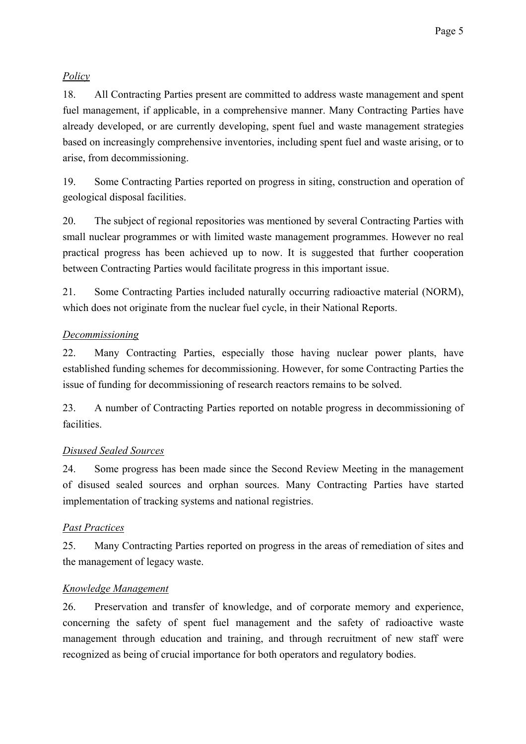*Policy*

18. All Contracting Parties present are committed to address waste management and spent fuel management, if applicable, in a comprehensive manner. Many Contracting Parties have already developed, or are currently developing, spent fuel and waste management strategies based on increasingly comprehensive inventories, including spent fuel and waste arising, or to arise, from decommissioning.

19. Some Contracting Parties reported on progress in siting, construction and operation of geological disposal facilities.

20. The subject of regional repositories was mentioned by several Contracting Parties with small nuclear programmes or with limited waste management programmes. However no real practical progress has been achieved up to now. It is suggested that further cooperation between Contracting Parties would facilitate progress in this important issue.

21. Some Contracting Parties included naturally occurring radioactive material (NORM), which does not originate from the nuclear fuel cycle, in their National Reports.

*Decommissioning*

22. Many Contracting Parties, especially those having nuclear power plants, have established funding schemes for decommissioning. However, for some Contracting Parties the issue of funding for decommissioning of research reactors remains to be solved.

23. A number of Contracting Parties reported on notable progress in decommissioning of facilities.

*Disused Sealed Sources*

24. Some progress has been made since the Second Review Meeting in the management of disused sealed sources and orphan sources. Many Contracting Parties have started implementation of tracking systems and national registries.

*Past Practices*

25. Many Contracting Parties reported on progress in the areas of remediation of sites and the management of legacy waste.

*Knowledge Management*

26. Preservation and transfer of knowledge, and of corporate memory and experience, concerning the safety of spent fuel management and the safety of radioactive waste management through education and training, and through recruitment of new staff were recognized as being of crucial importance for both operators and regulatory bodies.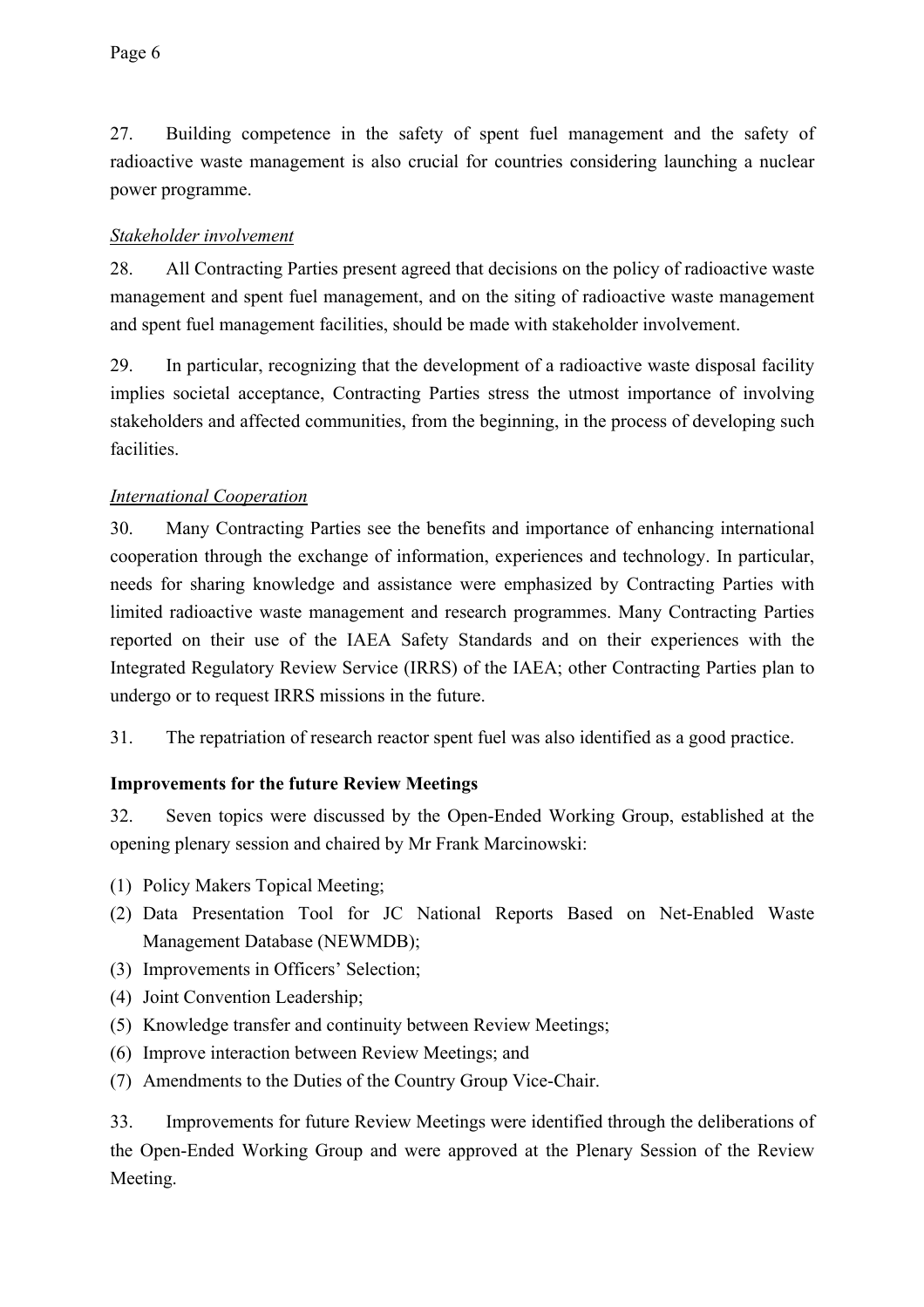27. Building competence in the safety of spent fuel management and the safety of radioactive waste management is also crucial for countries considering launching a nuclear power programme.

*Stakeholder involvement*

28. All Contracting Parties present agreed that decisions on the policy of radioactive waste management and spent fuel management, and on the siting of radioactive waste management and spent fuel management facilities, should be made with stakeholder involvement.

29. In particular, recognizing that the development of a radioactive waste disposal facility implies societal acceptance, Contracting Parties stress the utmost importance of involving stakeholders and affected communities, from the beginning, in the process of developing such facilities.

*International Cooperation*

30. Many Contracting Parties see the benefits and importance of enhancing international cooperation through the exchange of information, experiences and technology. In particular, needs for sharing knowledge and assistance were emphasized by Contracting Parties with limited radioactive waste management and research programmes. Many Contracting Parties reported on their use of the IAEA Safety Standards and on their experiences with the Integrated Regulatory Review Service (IRRS) of the IAEA; other Contracting Parties plan to undergo or to request IRRS missions in the future.

31. The repatriation of research reactor spent fuel was also identified as a good practice.

**Improvements for the future Review Meetings**

32. Seven topics were discussed by the Open-Ended Working Group, established at the opening plenary session and chaired by Mr Frank Marcinowski:

(1) Policy Makers Topical Meeting;
(2) Data Presentation Tool for JC National Reports Based on Net-Enabled Waste Management Database (NEWMDB);
(3) Improvements in Officers' Selection;
(4) Joint Convention Leadership;
(5) Knowledge transfer and continuity between Review Meetings;
(6) Improve interaction between Review Meetings; and
(7) Amendments to the Duties of the Country Group Vice-Chair.

33. Improvements for future Review Meetings were identified through the deliberations of the Open-Ended Working Group and were approved at the Plenary Session of the Review Meeting.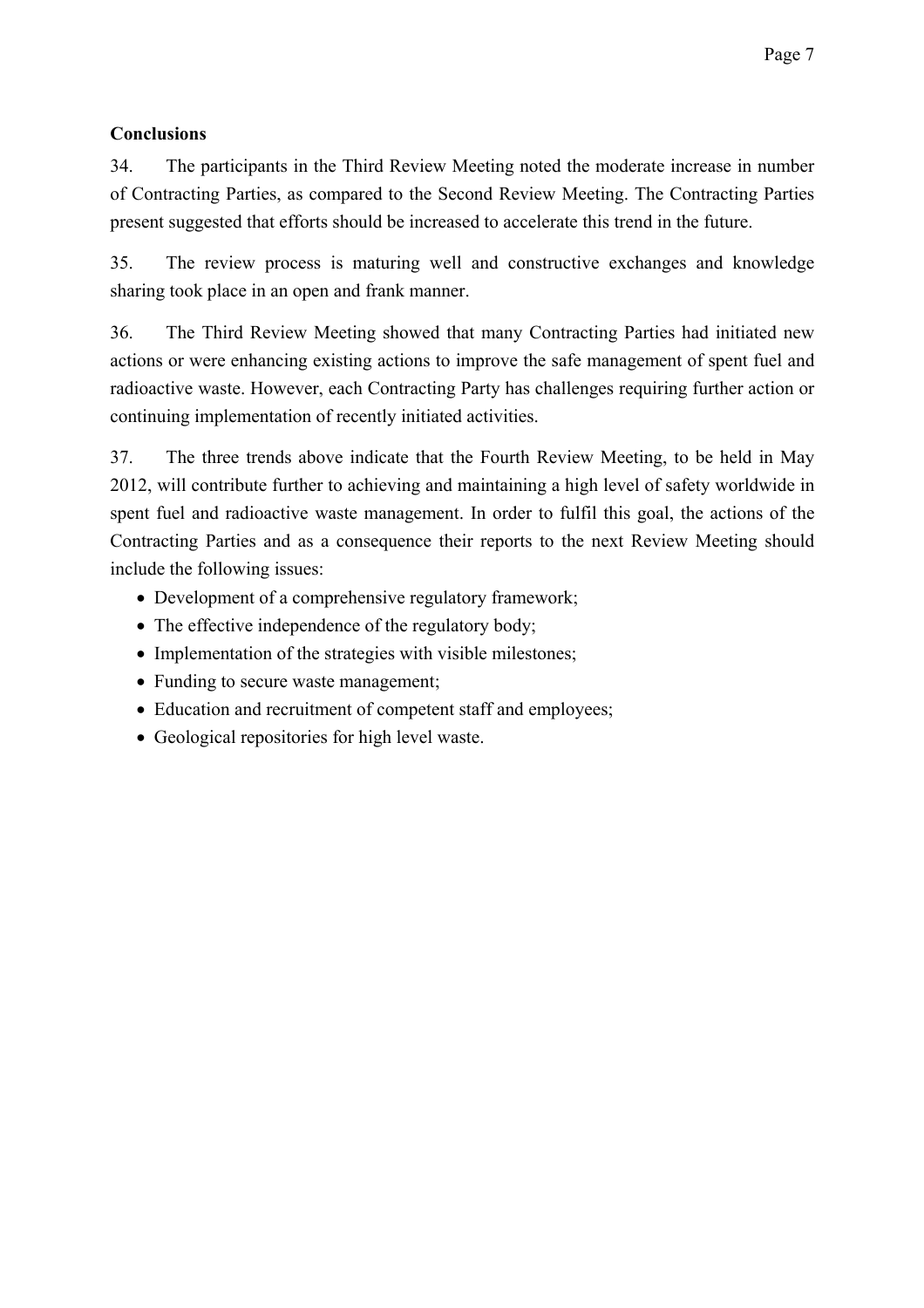**Conclusions**

34. The participants in the Third Review Meeting noted the moderate increase in number of Contracting Parties, as compared to the Second Review Meeting. The Contracting Parties present suggested that efforts should be increased to accelerate this trend in the future.

35. The review process is maturing well and constructive exchanges and knowledge sharing took place in an open and frank manner.

36. The Third Review Meeting showed that many Contracting Parties had initiated new actions or were enhancing existing actions to improve the safe management of spent fuel and radioactive waste. However, each Contracting Party has challenges requiring further action or continuing implementation of recently initiated activities.

37. The three trends above indicate that the Fourth Review Meeting, to be held in May 2012, will contribute further to achieving and maintaining a high level of safety worldwide in spent fuel and radioactive waste management. In order to fulfil this goal, the actions of the Contracting Parties and as a consequence their reports to the next Review Meeting should include the following issues:

- Development of a comprehensive regulatory framework;
- The effective independence of the regulatory body;
- Implementation of the strategies with visible milestones;
- Funding to secure waste management;
- Education and recruitment of competent staff and employees;
- Geological repositories for high level waste.